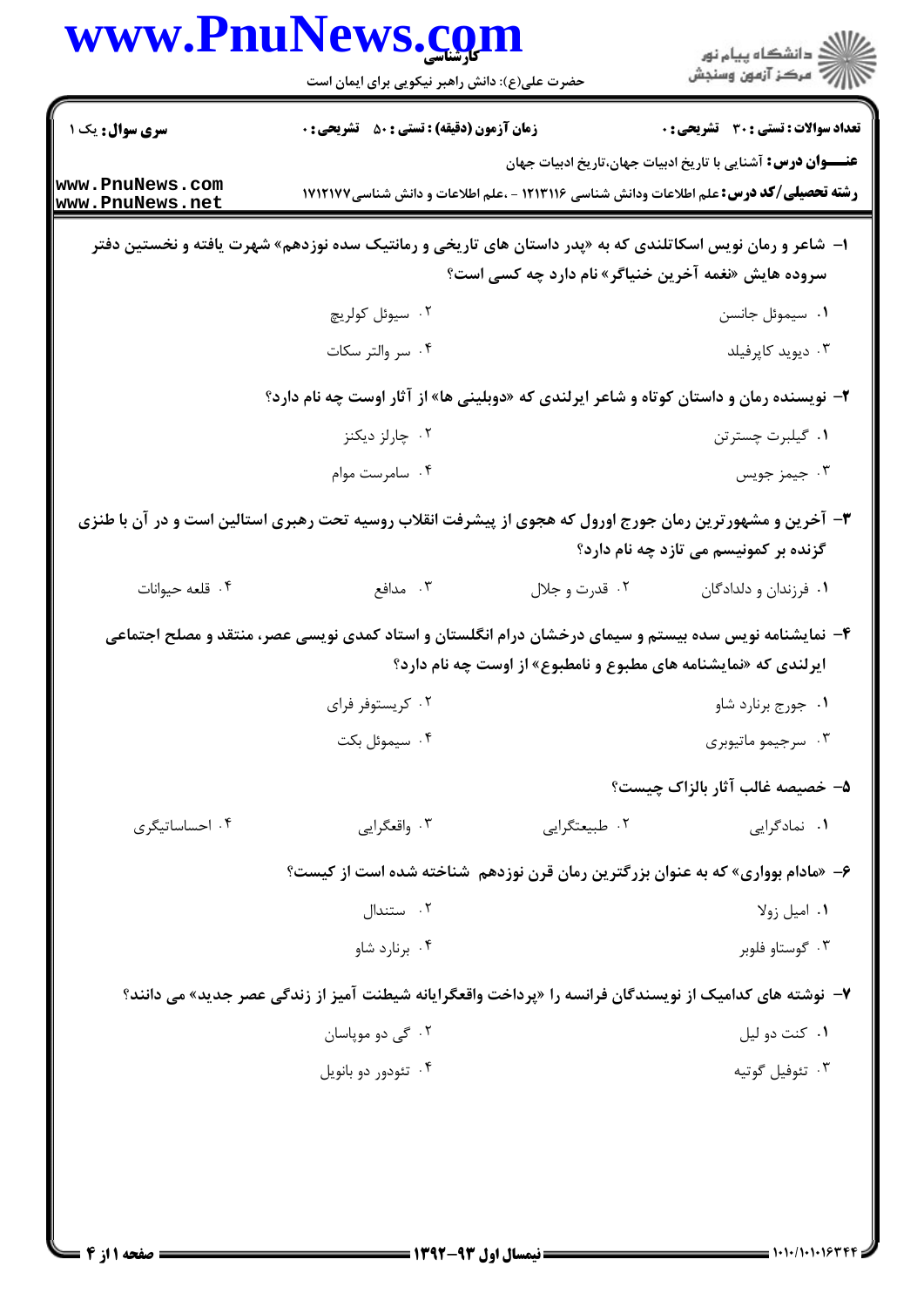**سری سوال:** یک ۱

**زمان آزمون (دقیقه) : تستی : ۵۰ تشریحی : ۰**

**تعداد سوالات : تستی : ۳۰ تشریحی : ۰**

**عنـــوان درس:** آشنایی با تاریخ ادبیات جهان،تاریخ ادبیات جهان

**رشته تحصیلی/کد درس:** علم اطلاعات ودانش شناسی ۱۲۱۳۱۱۶ - ،علم اطلاعات و دانش شناسی۱۷۱۲۱۷۷

۱- شاعر و رمان نویس اسکاتلندی که به «پدر داستان های تاریخی و رمانتیک سده نوزدهم» شهرت یافته و نخستین دفتر سروده هایش «نغمه آخرین خنیاگر» نام دارد چه کسی است؟

۱. سیموئل جانسن
۲. سیوئل کولریچ
۳. دیوید کاپرفیلد
۴. سر والتر سکات

۲- نویسنده رمان و داستان کوتاه و شاعر ایرلندی که «دوبلینی ها» از آثار اوست چه نام دارد؟

۱. گیلبرت چسترتن
۲. چارلز دیکنز
۳. جیمز جویس
۴. سامرست موام

۳- آخرین و مشهورترین رمان جورج اورول که هجوی از پیشرفت انقلاب روسیه تحت رهبری استالین است و در آن با طنزی گزنده بر کمونیسم می تازد چه نام دارد؟

۱. فرزندان و دلدادگان
۲. قدرت و جلال
۳. مدافع
۴. قلعه حیوانات

۴- نمایشنامه نویس سده بیستم و سیمای درخشان درام انگلستان و استاد کمدی نویسی عصر، منتقد و مصلح اجتماعی ایرلندی که «نمایشنامه های مطبوع و نامطبوع» از اوست چه نام دارد؟

۱. جورج برنارد شاو
۲. کریستوفر فرای
۳. سرجیمو ماتیوبری
۴. سیموئل بکت

۵- خصیصه غالب آثار بالزاک چیست؟

۱. نمادگرایی
۲. طبیعتگرایی
۳. واقعگرایی
۴. احساساتیگری

۶- «مادام بوواری» که به عنوان بزرگترین رمان قرن نوزدهم شناخته شده است از کیست؟

۱. امیل زولا
۲. ستندال
۳. گوستاو فلوبر
۴. برنارد شاو

۷- نوشته های کدامیک از نویسندگان فرانسه را «پرداخت واقعگرایانه شیطنت آمیز از زندگی عصر جدید» می دانند؟

۱. کنت دو لیل
۲. گی دو موپاسان
۳. تئوفیل گوتیه
۴. تئودور دو بانویل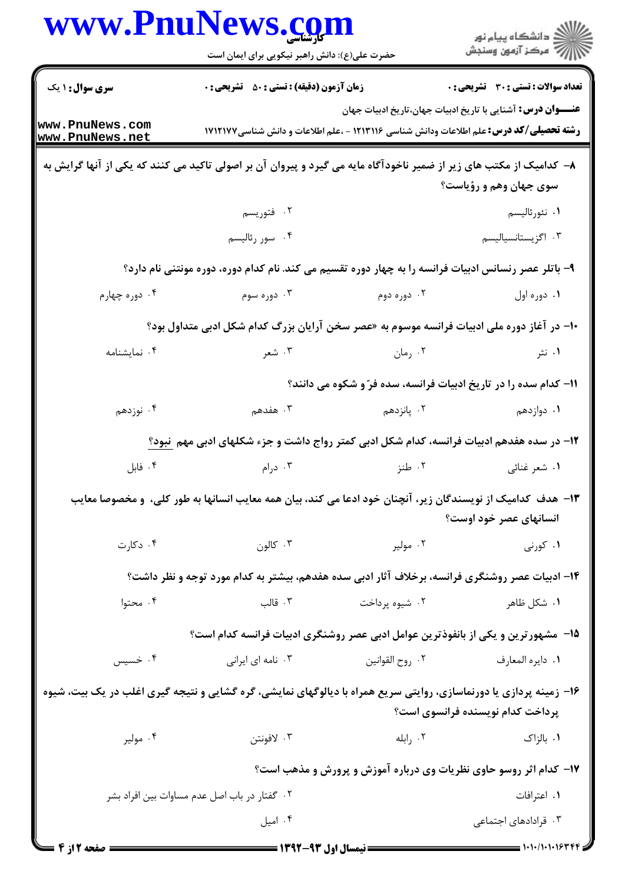**سری سوال:** ۱ یک | **زمان آزمون (دقیقه) : تستی :** ۵۰ **تشریحی :** ۰ | **تعداد سوالات : تستی :** ۳۰ **تشریحی :** ۰

**عنـــوان درس:** آشنایی با تاریخ ادبیات جهان،تاریخ ادبیات جهان

**رشته تحصیلی/کد درس:** علم اطلاعات ودانش شناسی ۱۲۱۳۱۱۶ - ،علم اطلاعات و دانش شناسی۱۷۱۲۱۷۷

۸- کدامیک از مکتب های زیر از ضمیر ناخودآگاه مایه می گیرد و پیروان آن بر اصولی تاکید می کنند که یکی از آنها گرایش به سوی جهان وهم و رؤیاست؟

۱. نئورئالیسم
۲. فتوریسم
۳. اگزیستانسیالیسم
۴. سور رئالیسم

۹- باتلر عصر رنسانس ادبیات فرانسه را به چهار دوره تقسیم می کند. نام کدام دوره، دوره مونتنی نام دارد؟

۱. دوره اول
۲. دوره دوم
۳. دوره سوم
۴. دوره چهارم

۱۰- در آغاز دوره ملی ادبیات فرانسه موسوم به «عصر سخن آرایان بزرگ کدام شکل ادبی متداول بود؟

۱. نثر
۲. رمان
۳. شعر
۴. نمایشنامه

۱۱- کدام سده را در تاریخ ادبیات فرانسه، سده فرّ و شکوه می دانند؟

۱. دوازدهم
۲. پانزدهم
۳. هفدهم
۴. نوزدهم

۱۲- در سده هفدهم ادبیات فرانسه، کدام شکل ادبی کمتر رواج داشت و جزء شکلهای ادبی مهم نبود؟

۱. شعر غنائی
۲. طنز
۳. درام
۴. فابل

۱۳- هدف کدامیک از نویسندگان زیر، آنچنان خود ادعا می کند، بیان همه معایب انسانها به طور کلی، و مخصوصا معایب انسانهای عصر خود اوست؟

۱. کورنی
۲. مولیر
۳. کالون
۴. دکارت

۱۴- ادبیات عصر روشنگری فرانسه، برخلاف آثار ادبی سده هفدهم، بیشتر به کدام مورد توجه و نظر داشت؟

۱. شکل ظاهر
۲. شیوه پرداخت
۳. قالب
۴. محتوا

۱۵- مشهورترین و یکی از بانفوذترین عوامل ادبی عصر روشنگری ادبیات فرانسه کدام است؟

۱. دایره المعارف
۲. روح القوانین
۳. نامه ای ایرانی
۴. خسیس

۱۶- زمینه پردازی یا دورنماسازی، روایتی سریع همراه با دیالوگهای نمایشی، گره گشایی و نتیجه گیری اغلب در یک بیت، شیوه پرداخت کدام نویسنده فرانسوی است؟

۱. بالزاک
۲. رابله
۳. لافونتن
۴. مولیر

۱۷- کدام اثر روسو حاوی نظریات وی درباره آموزش و پرورش و مذهب است؟

۱. اعترافات
۲. گفتار در باب اصل عدم مساوات بین افراد بشر
۳. قرادادهای اجتماعی
۴. امیل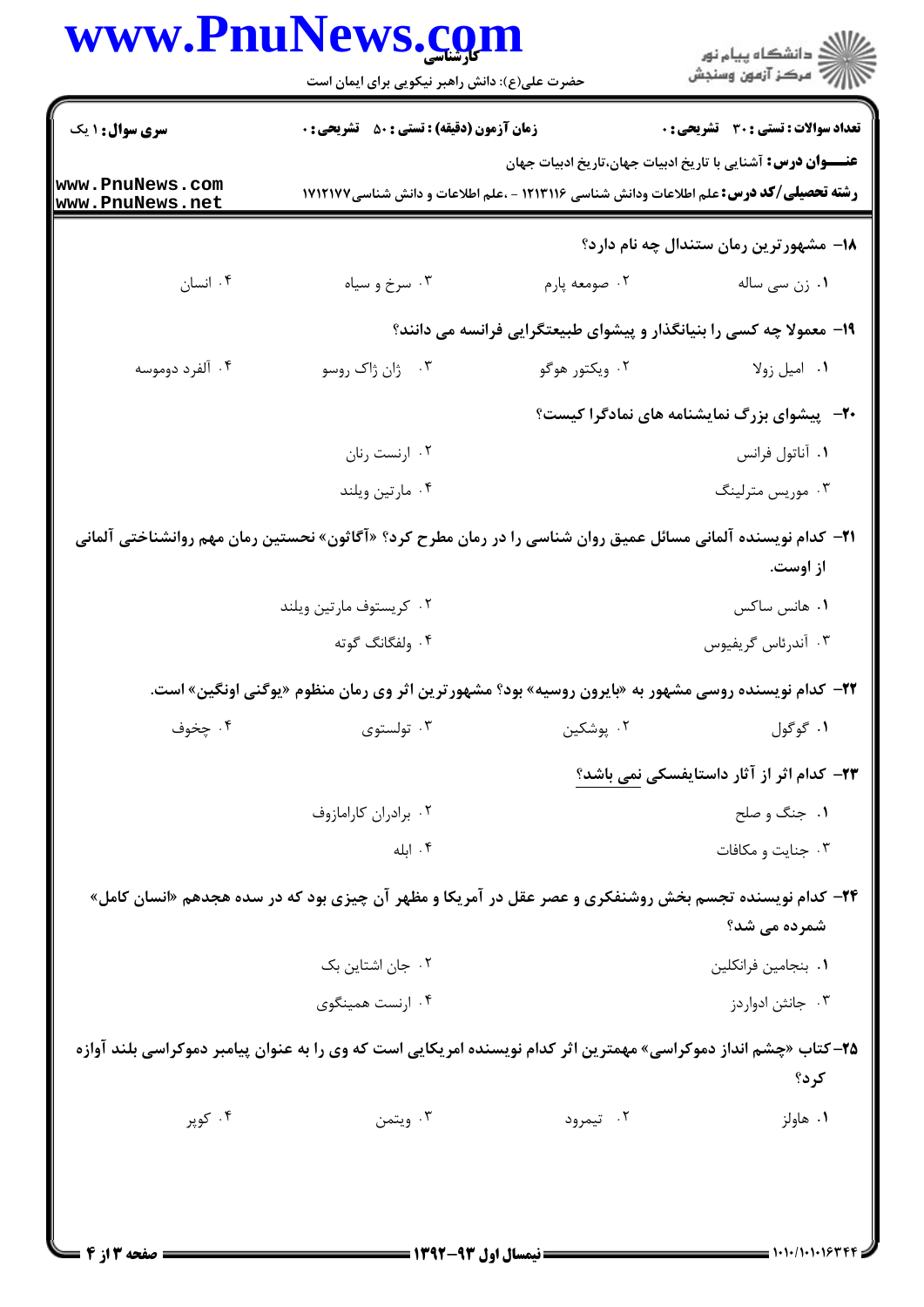**سری سوال:** ۱ یک

**زمان آزمون (دقیقه) : تستی :** ۵۰ **تشریحی :** ۰

**تعداد سوالات : تستی :** ۳۰ **تشریحی :** ۰

**عنـــوان درس:** آشنایی با تاریخ ادبیات جهان،تاریخ ادبیات جهان

**رشته تحصیلی/کد درس:** علم اطلاعات ودانش شناسی ۱۲۱۳۱۱۶ - ،علم اطلاعات و دانش شناسی ۱۷۱۲۱۷۷

**۱۸- مشهورترین رمان ستندال چه نام دارد؟**

۱. زن سی ساله
۲. صومعه پارم
۳. سرخ و سیاه
۴. انسان

**۱۹- معمولا چه کسی را بنیانگذار و پیشوای طبیعتگرایی فرانسه می دانند؟**

۱. امیل زولا
۲. ویکتور هوگو
۳. ژان ژاک روسو
۴. آلفرد دوموسه

**۲۰- پیشوای بزرگ نمایشنامه های نمادگرا کیست؟**

۱. آناتول فرانس
۲. ارنست رنان
۳. موریس مترلینگ
۴. مارتین ویلند

**۲۱- کدام نویسنده آلمانی مسائل عمیق روان شناسی را در رمان مطرح کرد؟ «آگاثون» نحستین رمان مهم روانشناختی آلمانی از اوست.**

۱. هانس ساکس
۲. کریستوف مارتین ویلند
۳. آندرئاس گریفیوس
۴. ولفگانگ گوته

**۲۲- کدام نویسنده روسی مشهور به «بایرون روسیه» بود؟ مشهورترین اثر وی رمان منظوم «یوگنی اونگین» است.**

۱. گوگول
۲. پوشکین
۳. تولستوی
۴. چخوف

**۲۳- کدام اثر از آثار داستایفسکی نمی باشد؟**

۱. جنگ و صلح
۲. برادران کارامازوف
۳. جنایت و مکافات
۴. ابله

**۲۴- کدام نویسنده تجسم بخش روشنفکری و عصر عقل در آمریکا و مظهر آن چیزی بود که در سده هجدهم «انسان کامل» شمرده می شد؟**

۱. بنجامین فرانکلین
۲. جان اشتاین بک
۳. جانثن ادواردز
۴. ارنست همینگوی

**۲۵- کتاب «چشم انداز دموکراسی» مهمترین اثر کدام نویسنده امریکایی است که وی را به عنوان پیامبر دموکراسی بلند آوازه کرد؟**

۱. هاولز
۲. تیمرود
۳. ویتمن
۴. کوپر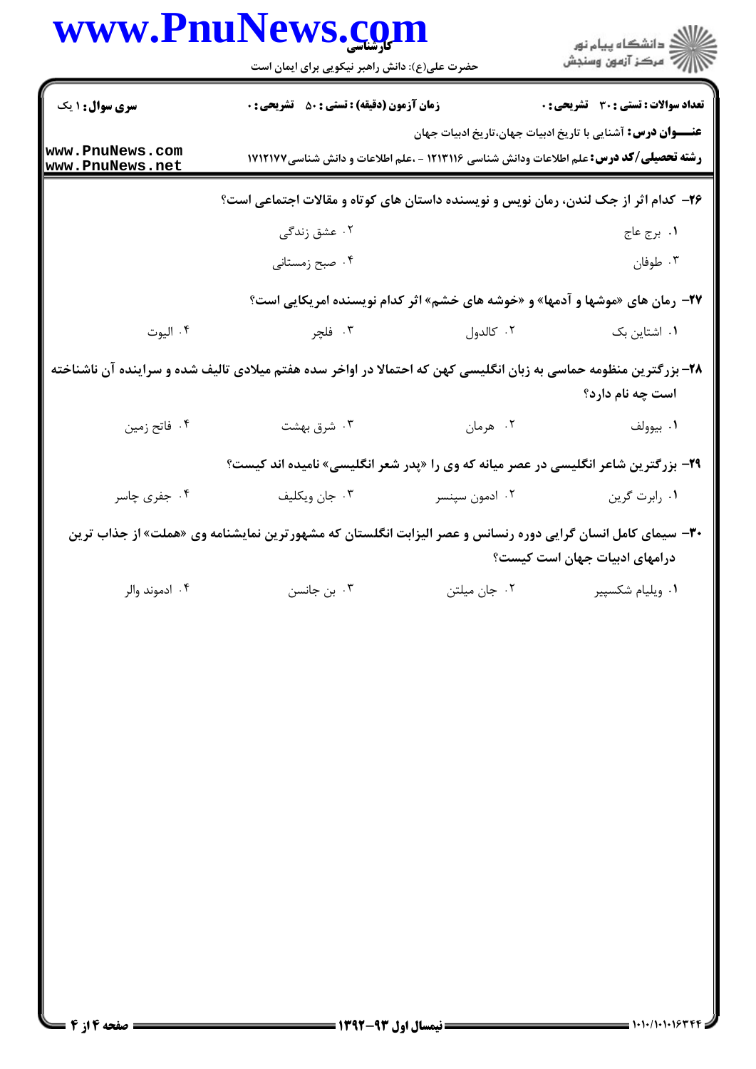**سری سوال:** ۱ یک | **زمان آزمون (دقیقه) : تستی :** ۵۰ **تشریحی :** ۰ | **تعداد سوالات : تستی :** ۳۰ **تشریحی :** ۰

**عنـــوان درس:** آشنایی با تاریخ ادبیات جهان،تاریخ ادبیات جهان

**رشته تحصیلی/کد درس:** علم اطلاعات ودانش شناسی ۱۲۱۳۱۱۶ - ،علم اطلاعات و دانش شناسی۱۷۱۲۱۷۷

**۲۶-** کدام اثر از جک لندن، رمان نویس و نویسنده داستان های کوتاه و مقالات اجتماعی است؟

۱. برج عاج

۲. عشق زندگی

۳. طوفان

۴. صبح زمستانی

**۲۷-** رمان های «موشها و آدمها» و «خوشه های خشم» اثر کدام نویسنده امریکایی است؟

۱. اشتاین بک

۲. کالدول

۳. فلچر

۴. الیوت

**۲۸-** بزرگترین منظومه حماسی به زبان انگلیسی کهن که احتمالا در اواخر سده هفتم میلادی تالیف شده و سراینده آن ناشناخته است چه نام دارد؟

۱. بیوولف

۲. هرمان

۳. شرق بهشت

۴. فاتح زمین

**۲۹-** بزرگترین شاعر انگلیسی در عصر میانه که وی را «پدر شعر انگلیسی» نامیده اند کیست؟

۱. رابرت گرین

۲. ادمون سپنسر

۳. جان ویکلیف

۴. جفری چاسر

**۳۰-** سیمای کامل انسان گرایی دوره رنسانس و عصر الیزابت انگلستان که مشهورترین نمایشنامه وی «هملت» از جذاب ترین درامهای ادبیات جهان است کیست؟

۱. ویلیام شکسپیر

۲. جان میلتن

۳. بن جانسن

۴. ادموند والر